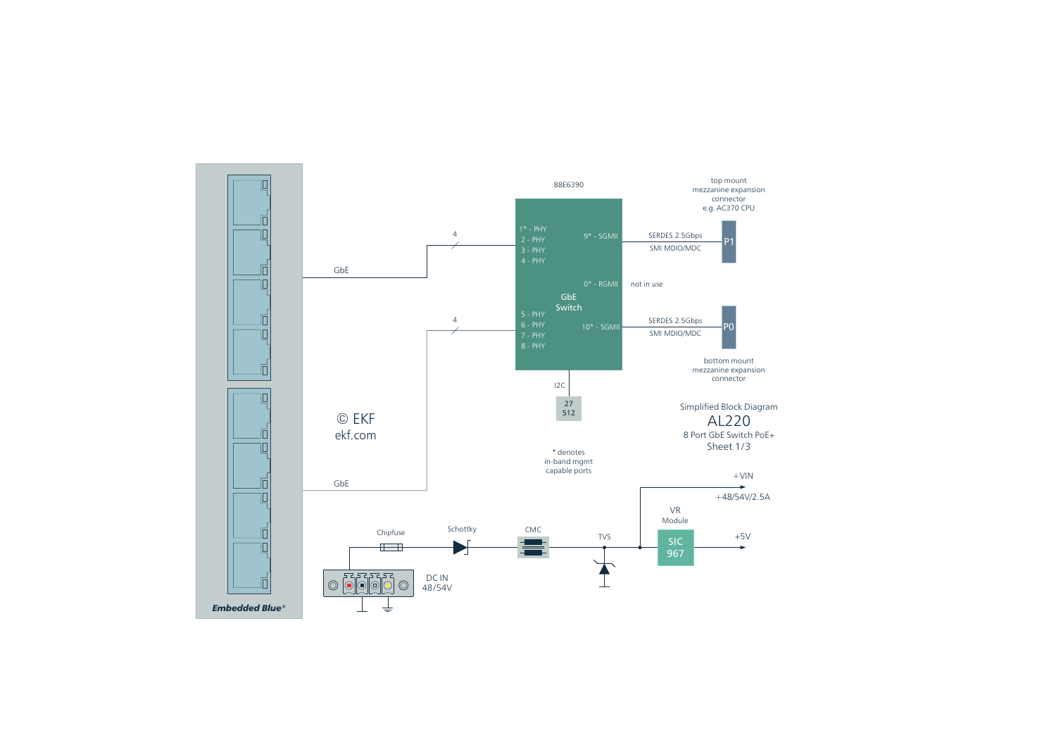88E6390

top mount
mezzanine expansion
connector
e.g. AC370 CPU

4

1* - PHY
2 - PHY
3 - PHY
4 - PHY

9* - SGMII

SERDES 2.5Gbps
SMI MDIO/MDC

P1

GbE

0* - RGMII

not in use

GbE
Switch

4

5 - PHY
6 - PHY
7 - PHY
8 - PHY

10* - SGMII

SERDES 2.5Gbps
SMI MDIO/MDC

P0

bottom mount
mezzanine expansion
connector

I2C

27
512

© EKF
ekf.com

Simplified Block Diagram

AL220

8 Port GbE Switch PoE+

Sheet 1/3

* denotes
in-band mgmt
capable ports

GbE

+VIN

+48/54V/2.5A

VR
Module

Chipfuse

Schottky

CMC

TVS

SIC
967

+5V

DC IN
48/54V

*Embedded Blue®*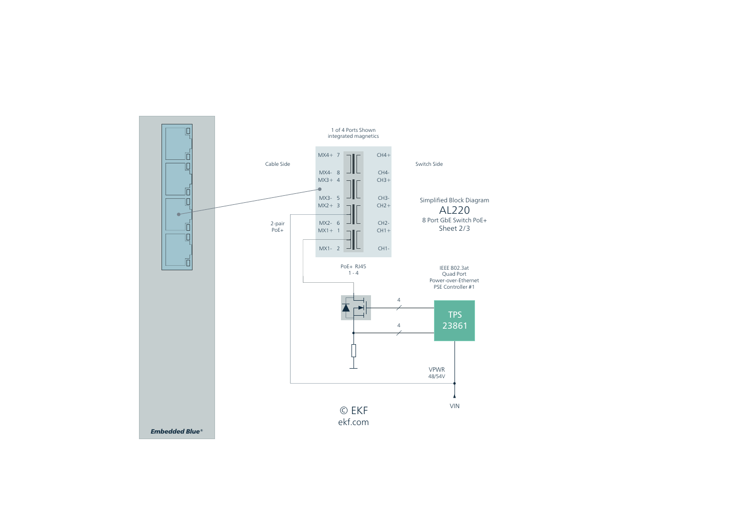Simplified Block Diagram

# AL220

8 Port GbE Switch PoE+

Sheet 2/3

1 of 4 Ports Shown
integrated magnetics

Cable Side

Switch Side

MX4+ 7
MX4- 8
MX3+ 4
MX3- 5
MX2+ 3
MX2- 6
MX1+ 1
MX1- 2

CH4+
CH4-
CH3+
CH3-
CH2+
CH2-
CH1+
CH1-

2-pair
PoE+

PoE+ RJ45
1 - 4

IEEE 802.3at
Quad Port
Power-over-Ethernet
PSE Controller #1

TPS
23861

4

4

VPWR
48/54V

VIN

Embedded Blue®

© EKF
ekf.com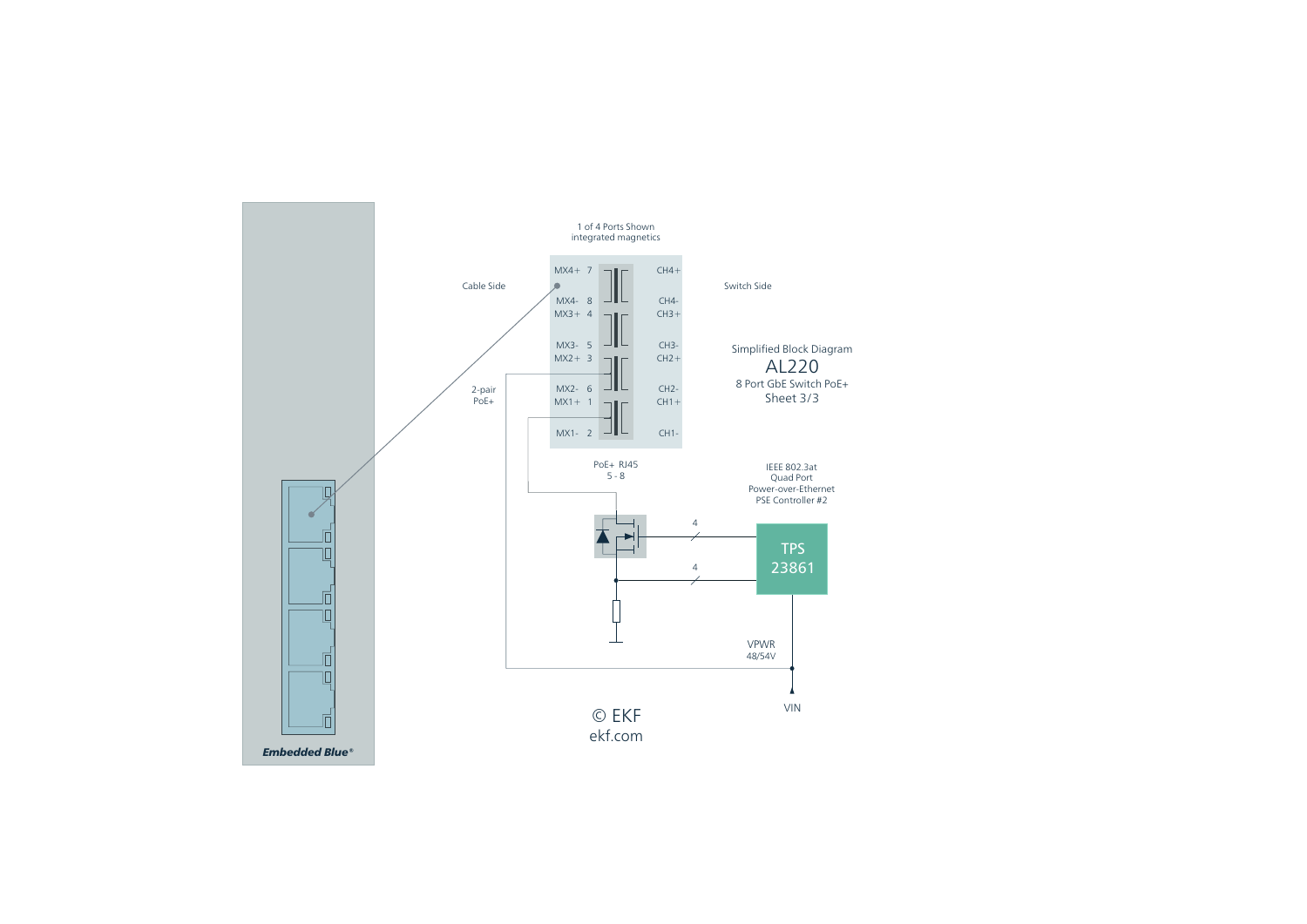Simplified Block Diagram

# AL220

8 Port GbE Switch PoE+

Sheet 3/3

1 of 4 Ports Shown
integrated magnetics

Cable Side

Switch Side

MX4+ 7
MX4- 8
MX3+ 4
MX3- 5
MX2+ 3
MX2- 6
MX1+ 1
MX1- 2

CH4+
CH4-
CH3+
CH3-
CH2+
CH2-
CH1+
CH1-

2-pair
PoE+

PoE+ RJ45
5 - 8

IEEE 802.3at
Quad Port
Power-over-Ethernet
PSE Controller #2

TPS
23861

4

4

VPWR
48/54V

VIN

Embedded Blue®

© EKF
ekf.com